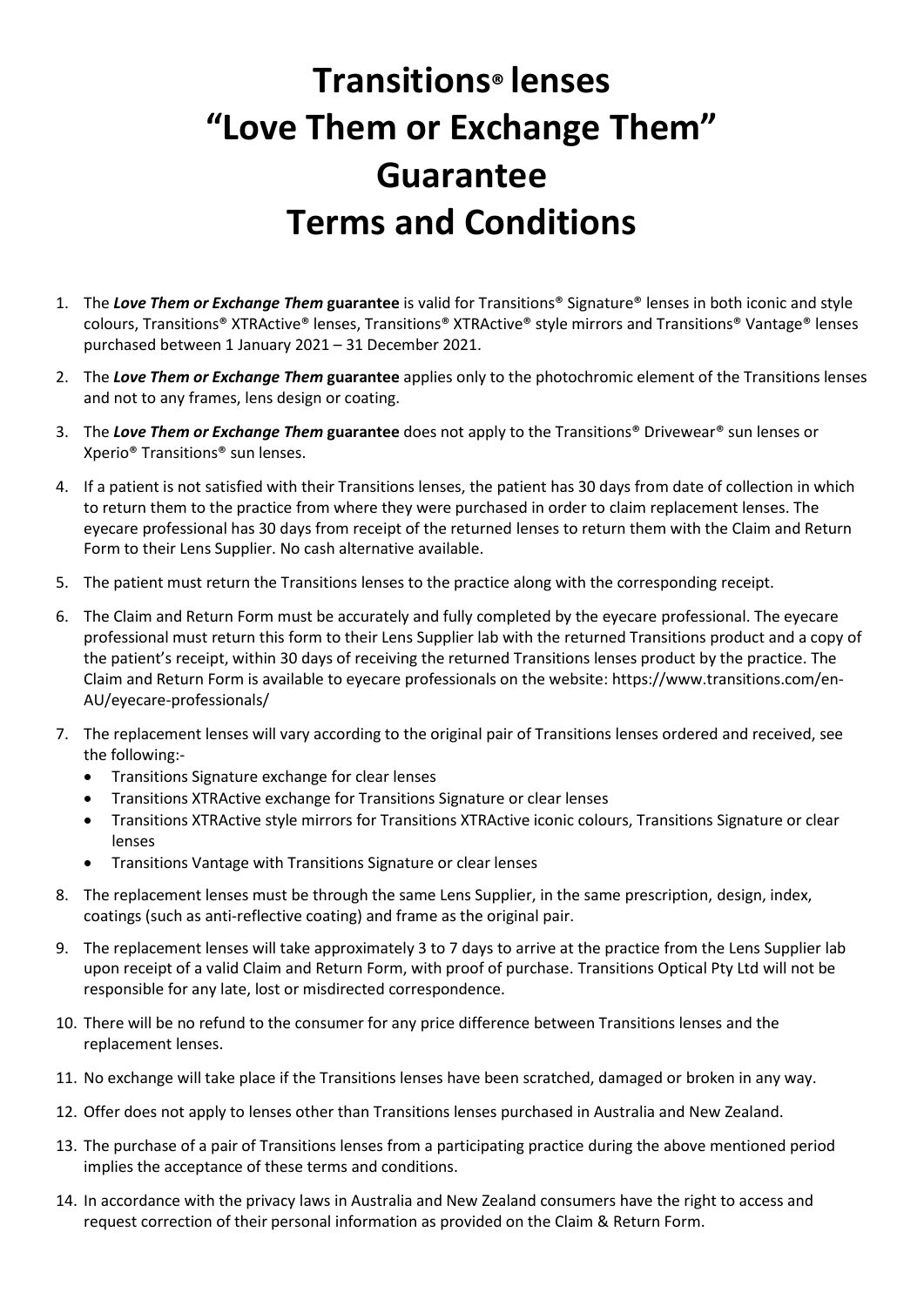# Transitions® lenses "Love Them or Exchange Them" Guarantee Terms and Conditions

1. The ***Love Them or Exchange Them* guarantee** is valid for Transitions® Signature® lenses in both iconic and style colours, Transitions® XTRActive® lenses, Transitions® XTRActive® style mirrors and Transitions® Vantage® lenses purchased between 1 January 2021 – 31 December 2021.
2. The ***Love Them or Exchange Them* guarantee** applies only to the photochromic element of the Transitions lenses and not to any frames, lens design or coating.
3. The ***Love Them or Exchange Them* guarantee** does not apply to the Transitions® Drivewear® sun lenses or Xperio® Transitions® sun lenses.
4. If a patient is not satisfied with their Transitions lenses, the patient has 30 days from date of collection in which to return them to the practice from where they were purchased in order to claim replacement lenses. The eyecare professional has 30 days from receipt of the returned lenses to return them with the Claim and Return Form to their Lens Supplier. No cash alternative available.
5. The patient must return the Transitions lenses to the practice along with the corresponding receipt.
6. The Claim and Return Form must be accurately and fully completed by the eyecare professional. The eyecare professional must return this form to their Lens Supplier lab with the returned Transitions product and a copy of the patient's receipt, within 30 days of receiving the returned Transitions lenses product by the practice. The Claim and Return Form is available to eyecare professionals on the website: https://www.transitions.com/en-AU/eyecare-professionals/
7. The replacement lenses will vary according to the original pair of Transitions lenses ordered and received, see the following:-
   - Transitions Signature exchange for clear lenses
   - Transitions XTRActive exchange for Transitions Signature or clear lenses
   - Transitions XTRActive style mirrors for Transitions XTRActive iconic colours, Transitions Signature or clear lenses
   - Transitions Vantage with Transitions Signature or clear lenses
8. The replacement lenses must be through the same Lens Supplier, in the same prescription, design, index, coatings (such as anti-reflective coating) and frame as the original pair.
9. The replacement lenses will take approximately 3 to 7 days to arrive at the practice from the Lens Supplier lab upon receipt of a valid Claim and Return Form, with proof of purchase. Transitions Optical Pty Ltd will not be responsible for any late, lost or misdirected correspondence.
10. There will be no refund to the consumer for any price difference between Transitions lenses and the replacement lenses.
11. No exchange will take place if the Transitions lenses have been scratched, damaged or broken in any way.
12. Offer does not apply to lenses other than Transitions lenses purchased in Australia and New Zealand.
13. The purchase of a pair of Transitions lenses from a participating practice during the above mentioned period implies the acceptance of these terms and conditions.
14. In accordance with the privacy laws in Australia and New Zealand consumers have the right to access and request correction of their personal information as provided on the Claim & Return Form.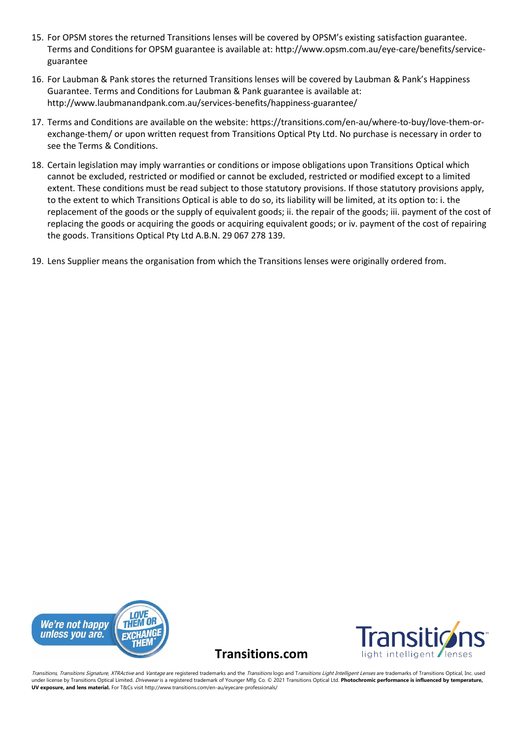15. For OPSM stores the returned Transitions lenses will be covered by OPSM's existing satisfaction guarantee. Terms and Conditions for OPSM guarantee is available at: http://www.opsm.com.au/eye-care/benefits/service-guarantee
16. For Laubman & Pank stores the returned Transitions lenses will be covered by Laubman & Pank's Happiness Guarantee. Terms and Conditions for Laubman & Pank guarantee is available at: http://www.laubmanandpank.com.au/services-benefits/happiness-guarantee/
17. Terms and Conditions are available on the website: https://transitions.com/en-au/where-to-buy/love-them-or-exchange-them/ or upon written request from Transitions Optical Pty Ltd. No purchase is necessary in order to see the Terms & Conditions.
18. Certain legislation may imply warranties or conditions or impose obligations upon Transitions Optical which cannot be excluded, restricted or modified or cannot be excluded, restricted or modified except to a limited extent. These conditions must be read subject to those statutory provisions. If those statutory provisions apply, to the extent to which Transitions Optical is able to do so, its liability will be limited, at its option to: i. the replacement of the goods or the supply of equivalent goods; ii. the repair of the goods; iii. payment of the cost of replacing the goods or acquiring the goods or acquiring equivalent goods; or iv. payment of the cost of repairing the goods. Transitions Optical Pty Ltd A.B.N. 29 067 278 139.
19. Lens Supplier means the organisation from which the Transitions lenses were originally ordered from.

We're not happy unless you are. LOVE THEM OR EXCHANGE THEM*

**Transitions.com**

Transitions™ light intelligent lenses

*Transitions, Transitions Signature, XTRActive* and *Vantage* are registered trademarks and the *Transitions* logo and *Transitions Light Intelligent Lenses* are trademarks of Transitions Optical, Inc. used under license by Transitions Optical Limited. *Drivewear* is a registered trademark of Younger Mfg. Co. © 2021 Transitions Optical Ltd. **Photochromic performance is influenced by temperature, UV exposure, and lens material.** For T&Cs visit http://www.transitions.com/en-au/eyecare-professionals/